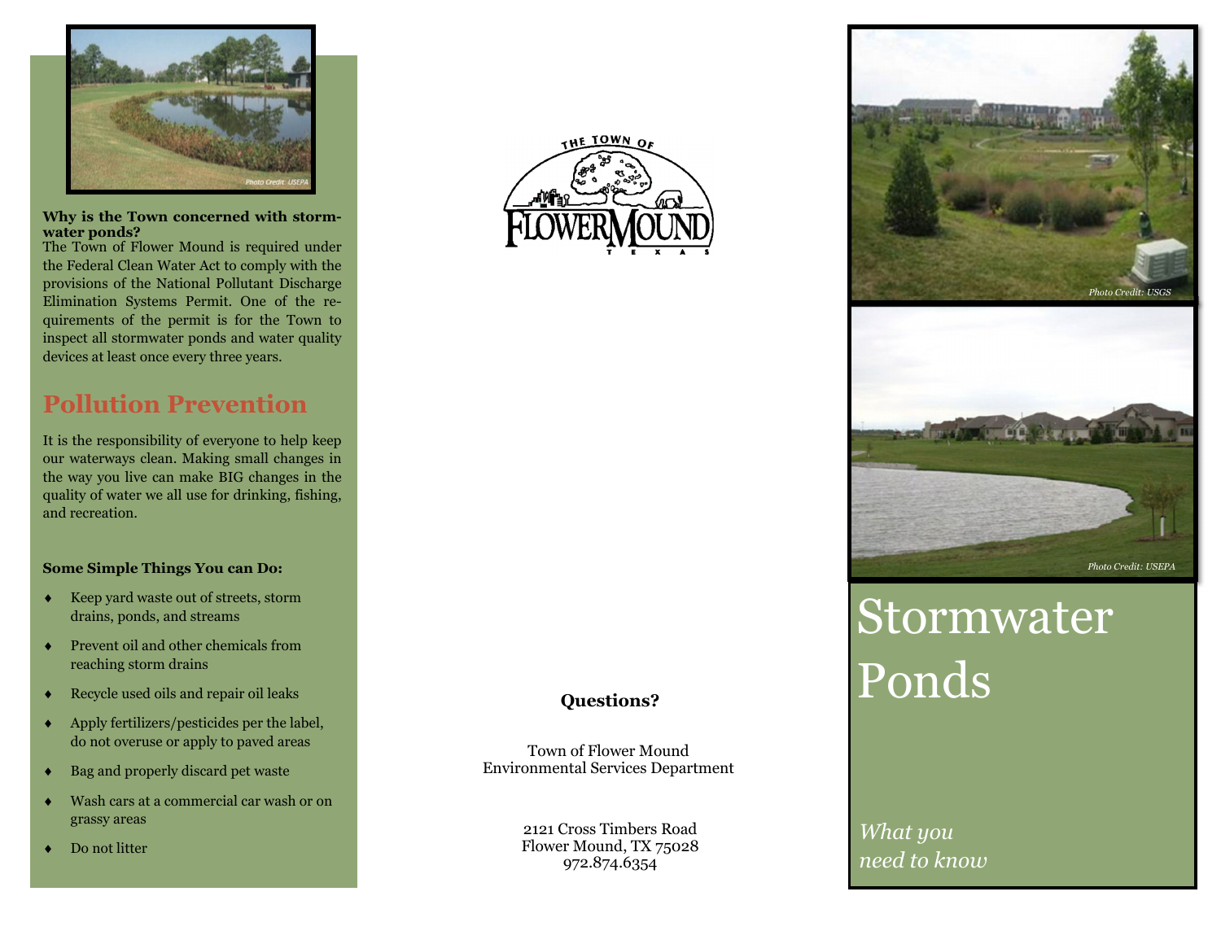Photo Credit: USEPA

**Why is the Town concerned with stormwater ponds?**

The Town of Flower Mound is required under the Federal Clean Water Act to comply with the provisions of the National Pollutant Discharge Elimination Systems Permit. One of the requirements of the permit is for the Town to inspect all stormwater ponds and water quality devices at least once every three years.

## Pollution Prevention

It is the responsibility of everyone to help keep our waterways clean. Making small changes in the way you live can make BIG changes in the quality of water we all use for drinking, fishing, and recreation.

**Some Simple Things You can Do:**

- Keep yard waste out of streets, storm drains, ponds, and streams
- Prevent oil and other chemicals from reaching storm drains
- Recycle used oils and repair oil leaks
- Apply fertilizers/pesticides per the label, do not overuse or apply to paved areas
- Bag and properly discard pet waste
- Wash cars at a commercial car wash or on grassy areas
- Do not litter

THE TOWN OF FLOWER MOUND TEXAS

**Questions?**

Town of Flower Mound
Environmental Services Department

2121 Cross Timbers Road
Flower Mound, TX 75028
972.874.6354

*Photo Credit: USGS*

*Photo Credit: USEPA*

# Stormwater Ponds

*What you need to know*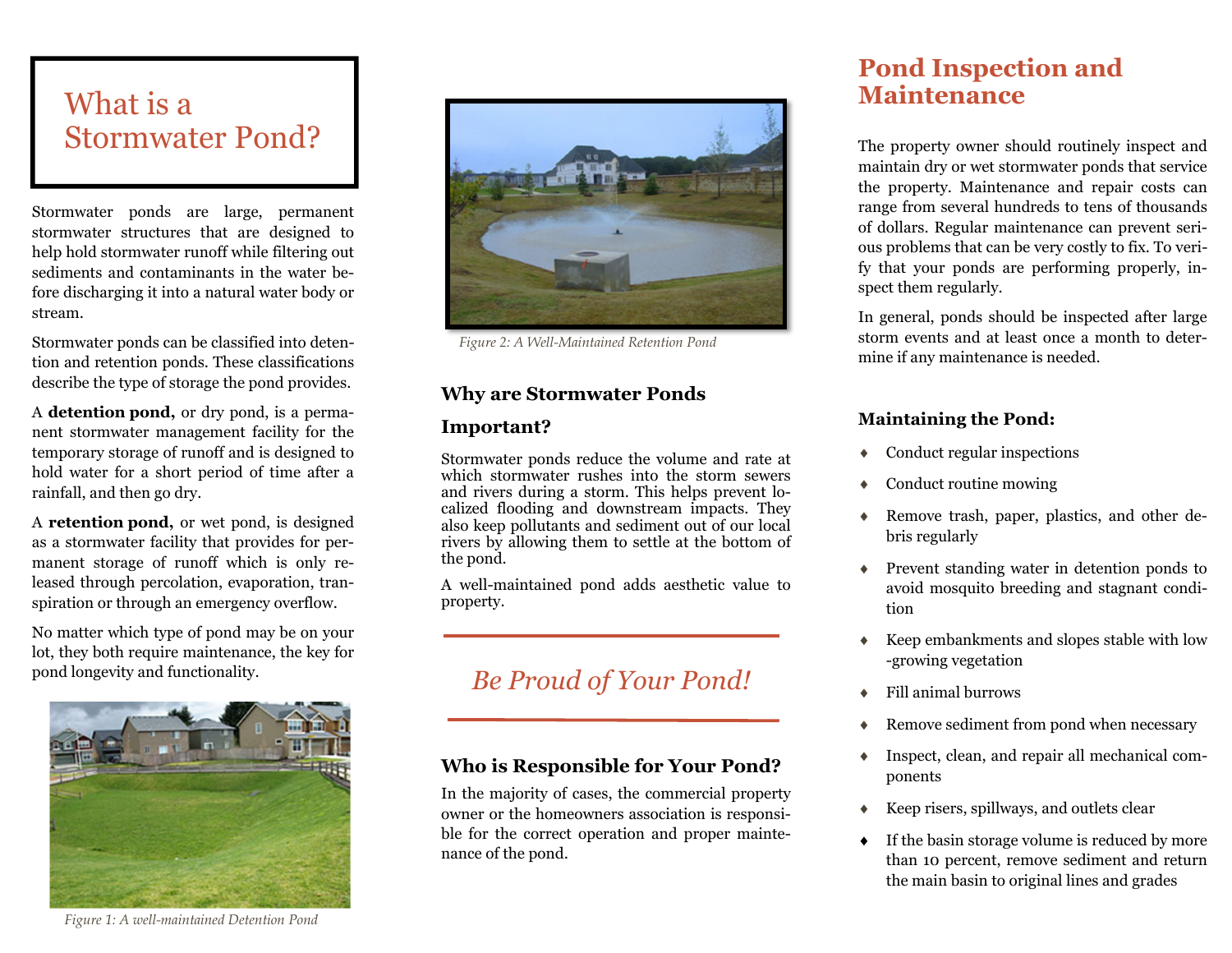# What is a Stormwater Pond?

Stormwater ponds are large, permanent stormwater structures that are designed to help hold stormwater runoff while filtering out sediments and contaminants in the water before discharging it into a natural water body or stream.

Stormwater ponds can be classified into detention and retention ponds. These classifications describe the type of storage the pond provides.

A **detention pond,** or dry pond, is a permanent stormwater management facility for the temporary storage of runoff and is designed to hold water for a short period of time after a rainfall, and then go dry.

A **retention pond,** or wet pond, is designed as a stormwater facility that provides for permanent storage of runoff which is only released through percolation, evaporation, transpiration or through an emergency overflow.

No matter which type of pond may be on your lot, they both require maintenance, the key for pond longevity and functionality.

*Figure 1: A well-maintained Detention Pond*

*Figure 2: A Well-Maintained Retention Pond*

### Why are Stormwater Ponds Important?

Stormwater ponds reduce the volume and rate at which stormwater rushes into the storm sewers and rivers during a storm. This helps prevent localized flooding and downstream impacts. They also keep pollutants and sediment out of our local rivers by allowing them to settle at the bottom of the pond.

A well-maintained pond adds aesthetic value to property.

*Be Proud of Your Pond!*

### Who is Responsible for Your Pond?

In the majority of cases, the commercial property owner or the homeowners association is responsible for the correct operation and proper maintenance of the pond.

## Pond Inspection and Maintenance

The property owner should routinely inspect and maintain dry or wet stormwater ponds that service the property. Maintenance and repair costs can range from several hundreds to tens of thousands of dollars. Regular maintenance can prevent serious problems that can be very costly to fix. To verify that your ponds are performing properly, inspect them regularly.

In general, ponds should be inspected after large storm events and at least once a month to determine if any maintenance is needed.

### Maintaining the Pond:

- Conduct regular inspections
- Conduct routine mowing
- Remove trash, paper, plastics, and other debris regularly
- Prevent standing water in detention ponds to avoid mosquito breeding and stagnant condition
- Keep embankments and slopes stable with low-growing vegetation
- Fill animal burrows
- Remove sediment from pond when necessary
- Inspect, clean, and repair all mechanical components
- Keep risers, spillways, and outlets clear
- If the basin storage volume is reduced by more than 10 percent, remove sediment and return the main basin to original lines and grades